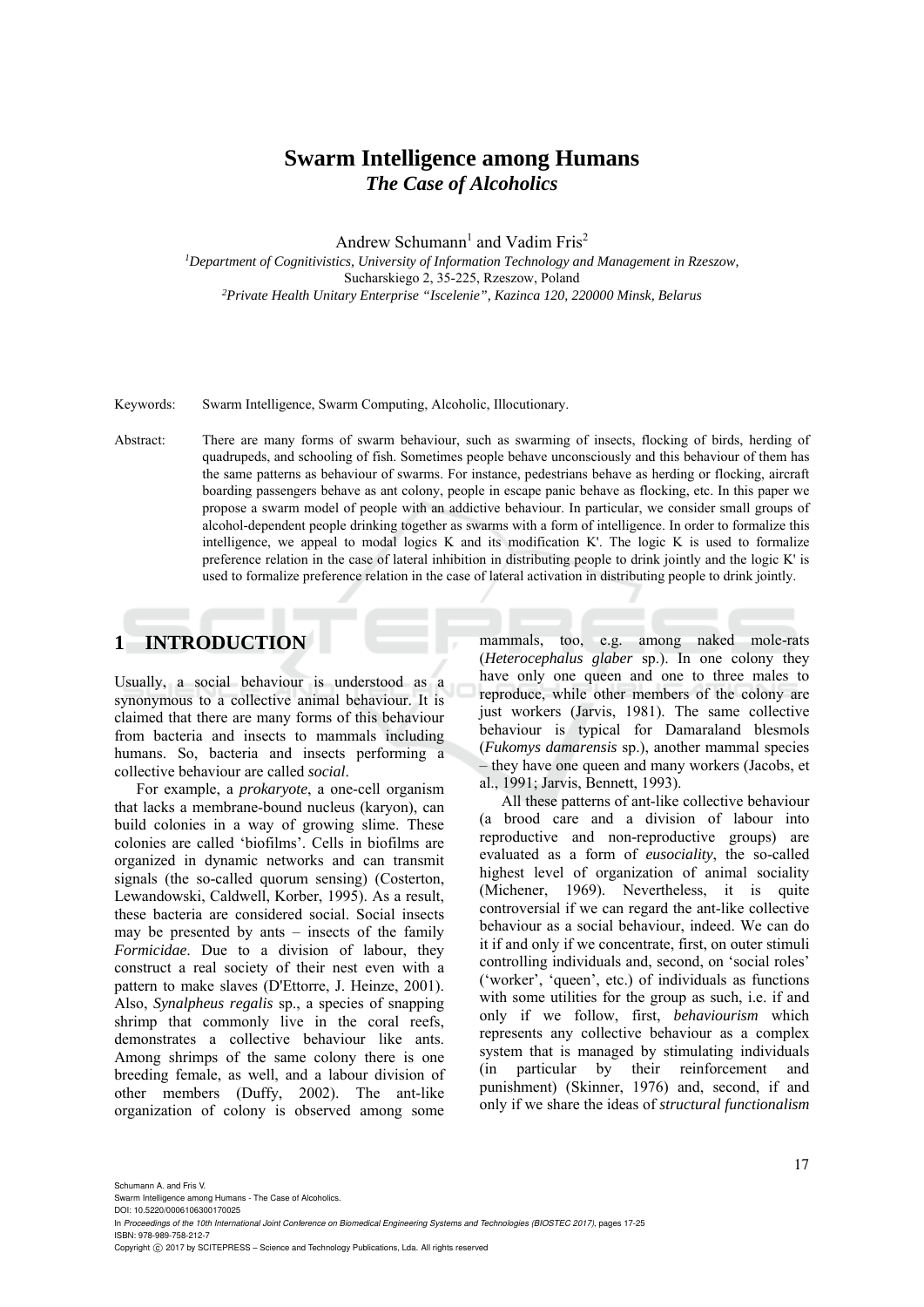# Swarm Intelligence among Humans
## *The Case of Alcoholics*

Andrew Schumann[1] and Vadim Fris[2]

[1]*Department of Cognitivistics, University of Information Technology and Management in Rzeszow,*
Sucharskiego 2, 35-225, Rzeszow, Poland
[2]*Private Health Unitary Enterprise "Iscelenie", Kazinca 120, 220000 Minsk, Belarus*

Keywords: Swarm Intelligence, Swarm Computing, Alcoholic, Illocutionary.

Abstract: There are many forms of swarm behaviour, such as swarming of insects, flocking of birds, herding of quadrupeds, and schooling of fish. Sometimes people behave unconsciously and this behaviour of them has the same patterns as behaviour of swarms. For instance, pedestrians behave as herding or flocking, aircraft boarding passengers behave as ant colony, people in escape panic behave as flocking, etc. In this paper we propose a swarm model of people with an addictive behaviour. In particular, we consider small groups of alcohol-dependent people drinking together as swarms with a form of intelligence. In order to formalize this intelligence, we appeal to modal logics K and its modification K'. The logic K is used to formalize preference relation in the case of lateral inhibition in distributing people to drink jointly and the logic K' is used to formalize preference relation in the case of lateral activation in distributing people to drink jointly.

## 1 INTRODUCTION

Usually, a social behaviour is understood as a synonymous to a collective animal behaviour. It is claimed that there are many forms of this behaviour from bacteria and insects to mammals including humans. So, bacteria and insects performing a collective behaviour are called *social*.

For example, a *prokaryote*, a one-cell organism that lacks a membrane-bound nucleus (karyon), can build colonies in a way of growing slime. These colonies are called 'biofilms'. Cells in biofilms are organized in dynamic networks and can transmit signals (the so-called quorum sensing) (Costerton, Lewandowski, Caldwell, Korber, 1995). As a result, these bacteria are considered social. Social insects may be presented by ants – insects of the family *Formicidae*. Due to a division of labour, they construct a real society of their nest even with a pattern to make slaves (D'Ettorre, J. Heinze, 2001). Also, *Synalpheus regalis* sp., a species of snapping shrimp that commonly live in the coral reefs, demonstrates a collective behaviour like ants. Among shrimps of the same colony there is one breeding female, as well, and a labour division of other members (Duffy, 2002). The ant-like organization of colony is observed among some mammals, too, e.g. among naked mole-rats (*Heterocephalus glaber* sp.). In one colony they have only one queen and one to three males to reproduce, while other members of the colony are just workers (Jarvis, 1981). The same collective behaviour is typical for Damaraland blesmols (*Fukomys damarensis* sp.), another mammal species – they have one queen and many workers (Jacobs, et al., 1991; Jarvis, Bennett, 1993).

All these patterns of ant-like collective behaviour (a brood care and a division of labour into reproductive and non-reproductive groups) are evaluated as a form of *eusociality*, the so-called highest level of organization of animal sociality (Michener, 1969). Nevertheless, it is quite controversial if we can regard the ant-like collective behaviour as a social behaviour, indeed. We can do it if and only if we concentrate, first, on outer stimuli controlling individuals and, second, on 'social roles' ('worker', 'queen', etc.) of individuals as functions with some utilities for the group as such, i.e. if and only if we follow, first, *behaviourism* which represents any collective behaviour as a complex system that is managed by stimulating individuals (in particular by their reinforcement and punishment) (Skinner, 1976) and, second, if and only if we share the ideas of *structural functionalism*

Schumann A. and Fris V.
Swarm Intelligence among Humans - The Case of Alcoholics.
DOI: 10.5220/0006106300170025
In *Proceedings of the 10th International Joint Conference on Biomedical Engineering Systems and Technologies (BIOSTEC 2017)*, pages 17-25
ISBN: 978-989-758-212-7
Copyright © 2017 by SCITEPRESS – Science and Technology Publications, Lda. All rights reserved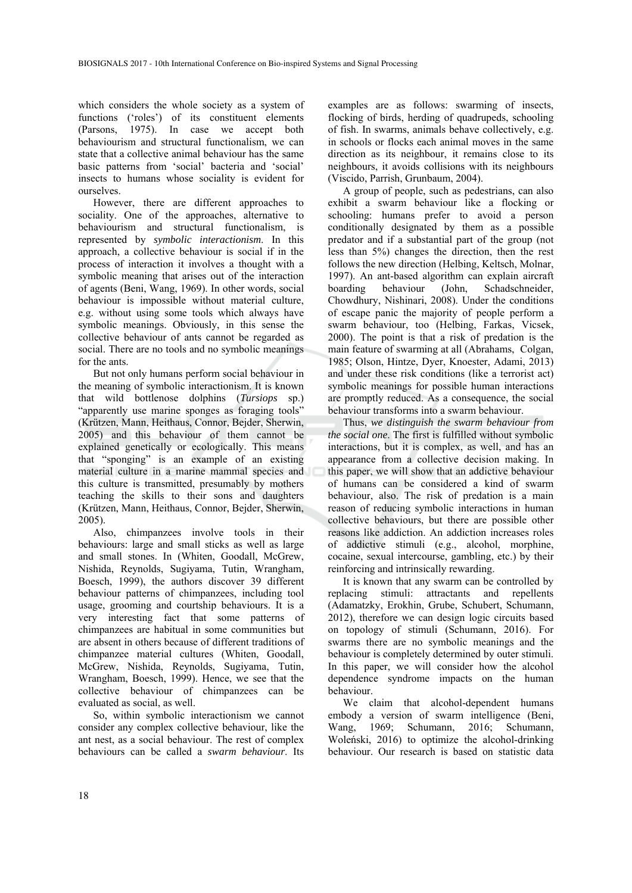which considers the whole society as a system of functions ('roles') of its constituent elements (Parsons, 1975). In case we accept both behaviourism and structural functionalism, we can state that a collective animal behaviour has the same basic patterns from 'social' bacteria and 'social' insects to humans whose sociality is evident for ourselves.

However, there are different approaches to sociality. One of the approaches, alternative to behaviourism and structural functionalism, is represented by *symbolic interactionism*. In this approach, a collective behaviour is social if in the process of interaction it involves a thought with a symbolic meaning that arises out of the interaction of agents (Beni, Wang, 1969). In other words, social behaviour is impossible without material culture, e.g. without using some tools which always have symbolic meanings. Obviously, in this sense the collective behaviour of ants cannot be regarded as social. There are no tools and no symbolic meanings for the ants.

But not only humans perform social behaviour in the meaning of symbolic interactionism. It is known that wild bottlenose dolphins (*Tursiops* sp.) "apparently use marine sponges as foraging tools" (Krützen, Mann, Heithaus, Connor, Bejder, Sherwin, 2005) and this behaviour of them cannot be explained genetically or ecologically. This means that "sponging" is an example of an existing material culture in a marine mammal species and this culture is transmitted, presumably by mothers teaching the skills to their sons and daughters (Krützen, Mann, Heithaus, Connor, Bejder, Sherwin, 2005).

Also, chimpanzees involve tools in their behaviours: large and small sticks as well as large and small stones. In (Whiten, Goodall, McGrew, Nishida, Reynolds, Sugiyama, Tutin, Wrangham, Boesch, 1999), the authors discover 39 different behaviour patterns of chimpanzees, including tool usage, grooming and courtship behaviours. It is a very interesting fact that some patterns of chimpanzees are habitual in some communities but are absent in others because of different traditions of chimpanzee material cultures (Whiten, Goodall, McGrew, Nishida, Reynolds, Sugiyama, Tutin, Wrangham, Boesch, 1999). Hence, we see that the collective behaviour of chimpanzees can be evaluated as social, as well.

So, within symbolic interactionism we cannot consider any complex collective behaviour, like the ant nest, as a social behaviour. The rest of complex behaviours can be called a *swarm behaviour*. Its examples are as follows: swarming of insects, flocking of birds, herding of quadrupeds, schooling of fish. In swarms, animals behave collectively, e.g. in schools or flocks each animal moves in the same direction as its neighbour, it remains close to its neighbours, it avoids collisions with its neighbours (Viscido, Parrish, Grunbaum, 2004).

A group of people, such as pedestrians, can also exhibit a swarm behaviour like a flocking or schooling: humans prefer to avoid a person conditionally designated by them as a possible predator and if a substantial part of the group (not less than 5%) changes the direction, then the rest follows the new direction (Helbing, Keltsch, Molnar, 1997). An ant-based algorithm can explain aircraft boarding behaviour (John, Schadschneider, Chowdhury, Nishinari, 2008). Under the conditions of escape panic the majority of people perform a swarm behaviour, too (Helbing, Farkas, Vicsek, 2000). The point is that a risk of predation is the main feature of swarming at all (Abrahams, Colgan, 1985; Olson, Hintze, Dyer, Knoester, Adami, 2013) and under these risk conditions (like a terrorist act) symbolic meanings for possible human interactions are promptly reduced. As a consequence, the social behaviour transforms into a swarm behaviour.

Thus, *we distinguish the swarm behaviour from the social one*. The first is fulfilled without symbolic interactions, but it is complex, as well, and has an appearance from a collective decision making. In this paper, we will show that an addictive behaviour of humans can be considered a kind of swarm behaviour, also. The risk of predation is a main reason of reducing symbolic interactions in human collective behaviours, but there are possible other reasons like addiction. An addiction increases roles of addictive stimuli (e.g., alcohol, morphine, cocaine, sexual intercourse, gambling, etc.) by their reinforcing and intrinsically rewarding.

It is known that any swarm can be controlled by replacing stimuli: attractants and repellents (Adamatzky, Erokhin, Grube, Schubert, Schumann, 2012), therefore we can design logic circuits based on topology of stimuli (Schumann, 2016). For swarms there are no symbolic meanings and the behaviour is completely determined by outer stimuli. In this paper, we will consider how the alcohol dependence syndrome impacts on the human behaviour.

We claim that alcohol-dependent humans embody a version of swarm intelligence (Beni, Wang, 1969; Schumann, 2016; Schumann, Woleński, 2016) to optimize the alcohol-drinking behaviour. Our research is based on statistic data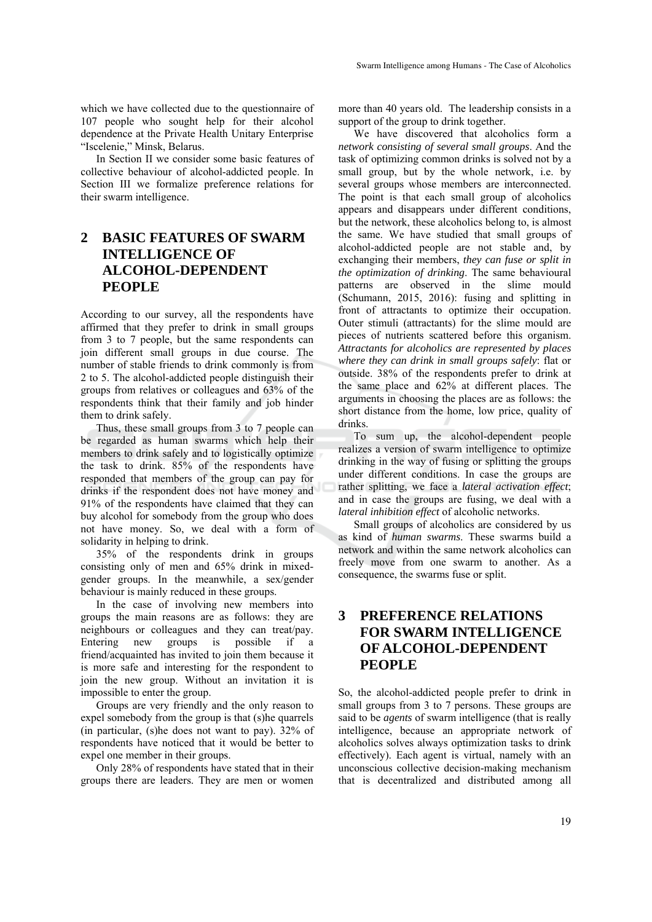which we have collected due to the questionnaire of 107 people who sought help for their alcohol dependence at the Private Health Unitary Enterprise "Iscelenie," Minsk, Belarus.

In Section II we consider some basic features of collective behaviour of alcohol-addicted people. In Section III we formalize preference relations for their swarm intelligence.

## 2 BASIC FEATURES OF SWARM INTELLIGENCE OF ALCOHOL-DEPENDENT PEOPLE

According to our survey, all the respondents have affirmed that they prefer to drink in small groups from 3 to 7 people, but the same respondents can join different small groups in due course. The number of stable friends to drink commonly is from 2 to 5. The alcohol-addicted people distinguish their groups from relatives or colleagues and 63% of the respondents think that their family and job hinder them to drink safely.

Thus, these small groups from 3 to 7 people can be regarded as human swarms which help their members to drink safely and to logistically optimize the task to drink. 85% of the respondents have responded that members of the group can pay for drinks if the respondent does not have money and 91% of the respondents have claimed that they can buy alcohol for somebody from the group who does not have money. So, we deal with a form of solidarity in helping to drink.

35% of the respondents drink in groups consisting only of men and 65% drink in mixed-gender groups. In the meanwhile, a sex/gender behaviour is mainly reduced in these groups.

In the case of involving new members into groups the main reasons are as follows: they are neighbours or colleagues and they can treat/pay. Entering new groups is possible if a friend/acquainted has invited to join them because it is more safe and interesting for the respondent to join the new group. Without an invitation it is impossible to enter the group.

Groups are very friendly and the only reason to expel somebody from the group is that (s)he quarrels (in particular, (s)he does not want to pay). 32% of respondents have noticed that it would be better to expel one member in their groups.

Only 28% of respondents have stated that in their groups there are leaders. They are men or women more than 40 years old. The leadership consists in a support of the group to drink together.

We have discovered that alcoholics form a *network consisting of several small groups*. And the task of optimizing common drinks is solved not by a small group, but by the whole network, i.e. by several groups whose members are interconnected. The point is that each small group of alcoholics appears and disappears under different conditions, but the network, these alcoholics belong to, is almost the same. We have studied that small groups of alcohol-addicted people are not stable and, by exchanging their members, *they can fuse or split in the optimization of drinking*. The same behavioural patterns are observed in the slime mould (Schumann, 2015, 2016): fusing and splitting in front of attractants to optimize their occupation. Outer stimuli (attractants) for the slime mould are pieces of nutrients scattered before this organism. *Attractants for alcoholics are represented by places where they can drink in small groups safely*: flat or outside. 38% of the respondents prefer to drink at the same place and 62% at different places. The arguments in choosing the places are as follows: the short distance from the home, low price, quality of drinks.

To sum up, the alcohol-dependent people realizes a version of swarm intelligence to optimize drinking in the way of fusing or splitting the groups under different conditions. In case the groups are rather splitting, we face a *lateral activation effect*; and in case the groups are fusing, we deal with a *lateral inhibition effect* of alcoholic networks.

Small groups of alcoholics are considered by us as kind of *human swarms*. These swarms build a network and within the same network alcoholics can freely move from one swarm to another. As a consequence, the swarms fuse or split.

## 3 PREFERENCE RELATIONS FOR SWARM INTELLIGENCE OF ALCOHOL-DEPENDENT PEOPLE

So, the alcohol-addicted people prefer to drink in small groups from 3 to 7 persons. These groups are said to be *agents* of swarm intelligence (that is really intelligence, because an appropriate network of alcoholics solves always optimization tasks to drink effectively). Each agent is virtual, namely with an unconscious collective decision-making mechanism that is decentralized and distributed among all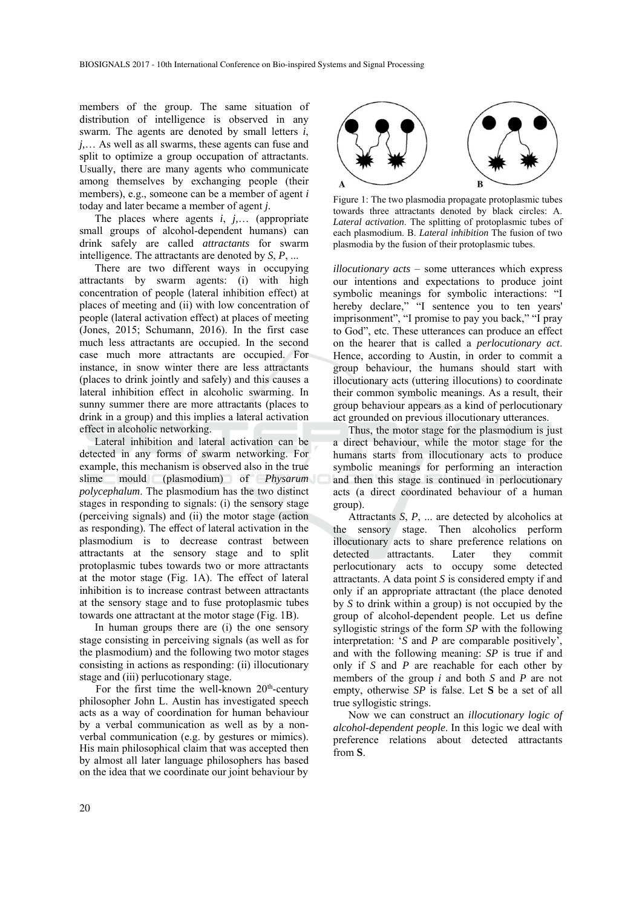members of the group. The same situation of distribution of intelligence is observed in any swarm. The agents are denoted by small letters *i*, *j*,… As well as all swarms, these agents can fuse and split to optimize a group occupation of attractants. Usually, there are many agents who communicate among themselves by exchanging people (their members), e.g., someone can be a member of agent *i* today and later became a member of agent *j*.

The places where agents *i*, *j*,… (appropriate small groups of alcohol-dependent humans) can drink safely are called *attractants* for swarm intelligence. The attractants are denoted by *S*, *P*, ...

There are two different ways in occupying attractants by swarm agents: (i) with high concentration of people (lateral inhibition effect) at places of meeting and (ii) with low concentration of people (lateral activation effect) at places of meeting (Jones, 2015; Schumann, 2016). In the first case much less attractants are occupied. In the second case much more attractants are occupied. For instance, in snow winter there are less attractants (places to drink jointly and safely) and this causes a lateral inhibition effect in alcoholic swarming. In sunny summer there are more attractants (places to drink in a group) and this implies a lateral activation effect in alcoholic networking.

Lateral inhibition and lateral activation can be detected in any forms of swarm networking. For example, this mechanism is observed also in the true slime mould (plasmodium) of *Physarum polycephalum*. The plasmodium has the two distinct stages in responding to signals: (i) the sensory stage (perceiving signals) and (ii) the motor stage (action as responding). The effect of lateral activation in the plasmodium is to decrease contrast between attractants at the sensory stage and to split protoplasmic tubes towards two or more attractants at the motor stage (Fig. 1A). The effect of lateral inhibition is to increase contrast between attractants at the sensory stage and to fuse protoplasmic tubes towards one attractant at the motor stage (Fig. 1B).

In human groups there are (i) the one sensory stage consisting in perceiving signals (as well as for the plasmodium) and the following two motor stages consisting in actions as responding: (ii) illocutionary stage and (iii) perlucotionary stage.

For the first time the well-known 20th-century philosopher John L. Austin has investigated speech acts as a way of coordination for human behaviour by a verbal communication as well as by a non-verbal communication (e.g. by gestures or mimics). His main philosophical claim that was accepted then by almost all later language philosophers has based on the idea that we coordinate our joint behaviour by

A B

Figure 1: The two plasmodia propagate protoplasmic tubes towards three attractants denoted by black circles: A. *Lateral activation*. The splitting of protoplasmic tubes of each plasmodium. B. *Lateral inhibition* The fusion of two plasmodia by the fusion of their protoplasmic tubes.

*illocutionary acts* – some utterances which express our intentions and expectations to produce joint symbolic meanings for symbolic interactions: "I hereby declare," "I sentence you to ten years' imprisonment", "I promise to pay you back," "I pray to God", etc. These utterances can produce an effect on the hearer that is called a *perlocutionary act*. Hence, according to Austin, in order to commit a group behaviour, the humans should start with illocutionary acts (uttering illocutions) to coordinate their common symbolic meanings. As a result, their group behaviour appears as a kind of perlocutionary act grounded on previous illocutionary utterances.

Thus, the motor stage for the plasmodium is just a direct behaviour, while the motor stage for the humans starts from illocutionary acts to produce symbolic meanings for performing an interaction and then this stage is continued in perlocutionary acts (a direct coordinated behaviour of a human group).

Attractants *S*, *P*, ... are detected by alcoholics at the sensory stage. Then alcoholics perform illocutionary acts to share preference relations on detected attractants. Later they commit perlocutionary acts to occupy some detected attractants. A data point *S* is considered empty if and only if an appropriate attractant (the place denoted by *S* to drink within a group) is not occupied by the group of alcohol-dependent people. Let us define syllogistic strings of the form *SP* with the following interpretation: '*S* and *P* are comparable positively', and with the following meaning: *SP* is true if and only if *S* and *P* are reachable for each other by members of the group *i* and both *S* and *P* are not empty, otherwise *SP* is false. Let **S** be a set of all true syllogistic strings.

Now we can construct an *illocutionary logic of alcohol-dependent people*. In this logic we deal with preference relations about detected attractants from **S**.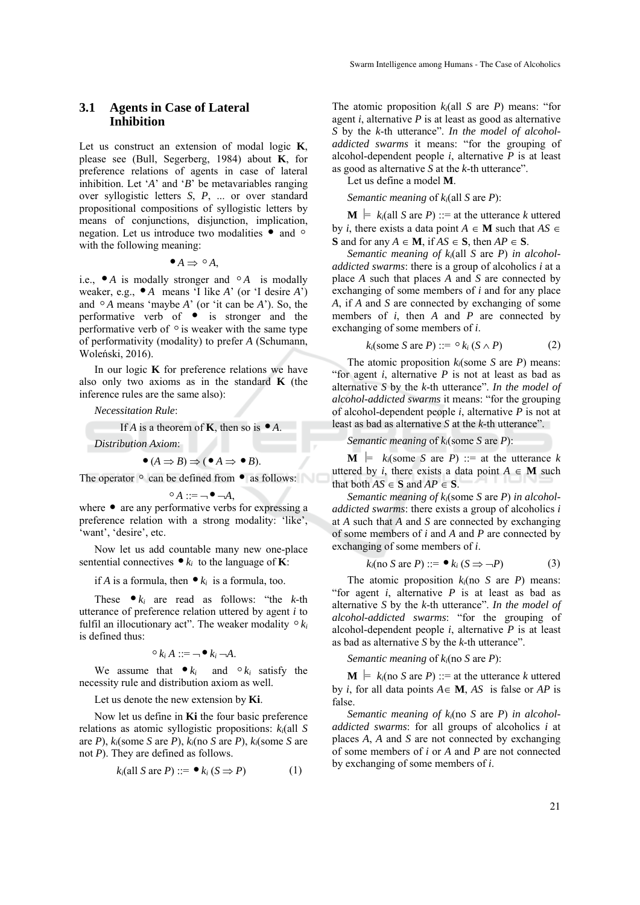### 3.1 Agents in Case of Lateral Inhibition

Let us construct an extension of modal logic **K**, please see (Bull, Segerberg, 1984) about **K**, for preference relations of agents in case of lateral inhibition. Let '$A$' and '$B$' be metavariables ranging over syllogistic letters $S$, $P$, ... or over standard propositional compositions of syllogistic letters by means of conjunctions, disjunction, implication, negation. Let us introduce two modalities $\bullet$ and $\circ$ with the following meaning:

$$\bullet A \Rightarrow \circ A,$$

i.e., $\bullet A$ is modally stronger and $\circ A$ is modally weaker, e.g., $\bullet A$ means 'I like $A$' (or 'I desire $A$') and $\circ A$ means 'maybe $A$' (or 'it can be $A$'). So, the performative verb of $\bullet$ is stronger and the performative verb of $\circ$ is weaker with the same type of performativity (modality) to prefer $A$ (Schumann, Woleński, 2016).

In our logic **K** for preference relations we have also only two axioms as in the standard **K** (the inference rules are the same also):

*Necessitation Rule*:

If $A$ is a theorem of **K**, then so is $\bullet A$.

*Distribution Axiom*:

$$\bullet(A \Rightarrow B) \Rightarrow (\bullet A \Rightarrow \bullet B).$$

The operator $\circ$ can be defined from $\bullet$ as follows:

$$\circ A ::= \neg \bullet \neg A,$$

where $\bullet$ are any performative verbs for expressing a preference relation with a strong modality: 'like', 'want', 'desire', etc.

Now let us add countable many new one-place sentential connectives $\bullet k_i$ to the language of **K**:

if $A$ is a formula, then $\bullet k_i$ is a formula, too.

These $\bullet k_i$ are read as follows: "the $k$-th utterance of preference relation uttered by agent $i$ to fulfil an illocutionary act". The weaker modality $\circ k_i$ is defined thus:

$$\circ k_i A ::= \neg \bullet k_i \neg A.$$

We assume that $\bullet k_i$ and $\circ k_i$ satisfy the necessity rule and distribution axiom as well.

Let us denote the new extension by **Ki**.

Now let us define in **Ki** the four basic preference relations as atomic syllogistic propositions: $k_i$(all $S$ are $P$), $k_i$(some $S$ are $P$), $k_i$(no $S$ are $P$), $k_i$(some $S$ are not $P$). They are defined as follows.

$$k_i(\text{all } S \text{ are } P) ::= \bullet k_i (S \Rightarrow P) \quad (1)$$

The atomic proposition $k_i$(all $S$ are $P$) means: "for agent $i$, alternative $P$ is at least as good as alternative $S$ by the $k$-th utterance". *In the model of alcohol-addicted swarms* it means: "for the grouping of alcohol-dependent people $i$, alternative $P$ is at least as good as alternative $S$ at the $k$-th utterance".

Let us define a model **M**.

*Semantic meaning* of $k_i$(all $S$ are $P$):

$\mathbf{M} \models k_i$(all $S$ are $P$) ::= at the utterance $k$ uttered by $i$, there exists a data point $A \in \mathbf{M}$ such that $AS \in \mathbf{S}$ and for any $A \in \mathbf{M}$, if $AS \in \mathbf{S}$, then $AP \in \mathbf{S}$.

*Semantic meaning of* $k_i$(all $S$ are $P$) *in alcohol-addicted swarms*: there is a group of alcoholics $i$ at a place $A$ such that places $A$ and $S$ are connected by exchanging of some members of $i$ and for any place $A$, if $A$ and $S$ are connected by exchanging of some members of $i$, then $A$ and $P$ are connected by exchanging of some members of $i$.

$$k_i(\text{some } S \text{ are } P) ::= \circ k_i (S \wedge P) \quad (2)$$

The atomic proposition $k_i$(some $S$ are $P$) means: "for agent $i$, alternative $P$ is not at least as bad as alternative $S$ by the $k$-th utterance". *In the model of alcohol-addicted swarms* it means: "for the grouping of alcohol-dependent people $i$, alternative $P$ is not at least as bad as alternative $S$ at the $k$-th utterance".

*Semantic meaning* of $k_i$(some $S$ are $P$):

$\mathbf{M} \models k_i$(some $S$ are $P$) ::= at the utterance $k$ uttered by $i$, there exists a data point $A \in \mathbf{M}$ such that both $AS \in \mathbf{S}$ and $AP \in \mathbf{S}$.

*Semantic meaning of* $k_i$(some $S$ are $P$) *in alcohol-addicted swarms*: there exists a group of alcoholics $i$ at $A$ such that $A$ and $S$ are connected by exchanging of some members of $i$ and $A$ and $P$ are connected by exchanging of some members of $i$.

$$k_i(\text{no } S \text{ are } P) ::= \bullet k_i (S \Rightarrow \neg P) \quad (3)$$

The atomic proposition $k_i$(no $S$ are $P$) means: "for agent $i$, alternative $P$ is at least as bad as alternative $S$ by the $k$-th utterance". *In the model of alcohol-addicted swarms*: "for the grouping of alcohol-dependent people $i$, alternative $P$ is at least as bad as alternative $S$ by the $k$-th utterance".

*Semantic meaning* of $k_i$(no $S$ are $P$):

$\mathbf{M} \models k_i$(no $S$ are $P$) ::= at the utterance $k$ uttered by $i$, for all data points $A \in \mathbf{M}$, $AS$ is false or $AP$ is false.

*Semantic meaning of* $k_i$(no $S$ are $P$) *in alcohol-addicted swarms*: for all groups of alcoholics $i$ at places $A$, $A$ and $S$ are not connected by exchanging of some members of $i$ or $A$ and $P$ are not connected by exchanging of some members of $i$.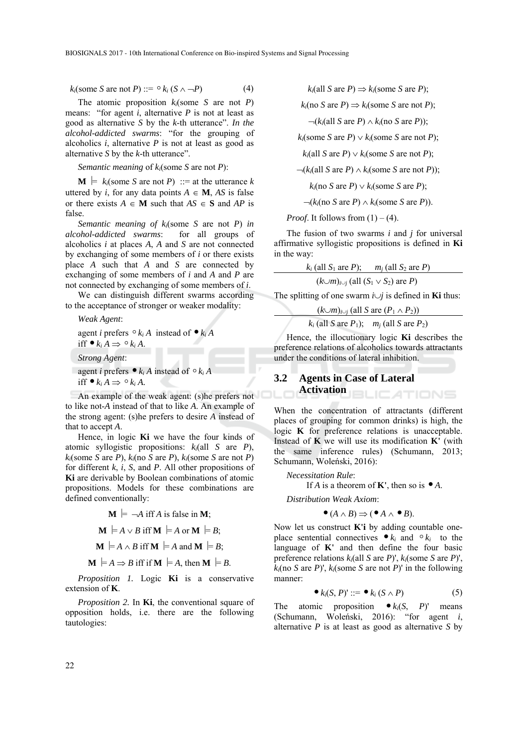$$k_i(\text{some } S \text{ are not } P) ::= \circ k_i\,(S \wedge \neg P) \tag{4}$$

The atomic proposition $k_i$(some $S$ are not $P$) means: "for agent $i$, alternative $P$ is not at least as good as alternative $S$ by the $k$-th utterance". *In the alcohol-addicted swarms*: "for the grouping of alcoholics $i$, alternative $P$ is not at least as good as alternative $S$ by the $k$-th utterance".

*Semantic meaning* of $k_i$(some $S$ are not $P$):

$\mathbf{M} \models k_i$(some $S$ are not $P$) ::= at the utterance $k$ uttered by $i$, for any data points $A \in \mathbf{M}$, $AS$ is false or there exists $A \in \mathbf{M}$ such that $AS \in \mathbf{S}$ and $AP$ is false.

*Semantic meaning of $k_i$(some $S$ are not $P$) in alcohol-addicted swarms*: for all groups of alcoholics $i$ at places $A$, $A$ and $S$ are not connected by exchanging of some members of $i$ or there exists place $A$ such that $A$ and $S$ are connected by exchanging of some members of $i$ and $A$ and $P$ are not connected by exchanging of some members of $i$.

We can distinguish different swarms according to the acceptance of stronger or weaker modality:

*Weak Agent*:

agent $i$ prefers $\circ k_i\, A$ instead of $\bullet k_i\, A$ iff $\bullet k_i\, A \Rightarrow \circ k_i\, A$.

*Strong Agent*:

agent $i$ prefers $\bullet k_i\, A$ instead of $\circ k_i\, A$ iff $\bullet k_i\, A \Rightarrow \circ k_i\, A$.

An example of the weak agent: (s)he prefers not to like not-$A$ instead of that to like $A$. An example of the strong agent: (s)he prefers to desire $A$ instead of that to accept $A$.

Hence, in logic **Ki** we have the four kinds of atomic syllogistic propositions: $k_i$(all $S$ are $P$), $k_i$(some $S$ are $P$), $k_i$(no $S$ are $P$), $k_i$(some $S$ are not $P$) for different $k$, $i$, $S$, and $P$. All other propositions of **Ki** are derivable by Boolean combinations of atomic propositions. Models for these combinations are defined conventionally:

$$\mathbf{M} \models \neg A \text{ iff } A \text{ is false in } \mathbf{M};$$

$$\mathbf{M} \models A \vee B \text{ iff } \mathbf{M} \models A \text{ or } \mathbf{M} \models B;$$

$$\mathbf{M} \models A \wedge B \text{ iff } \mathbf{M} \models A \text{ and } \mathbf{M} \models B;$$

$$\mathbf{M} \models A \Rightarrow B \text{ iff if } \mathbf{M} \models A, \text{ then } \mathbf{M} \models B.$$

*Proposition 1.* Logic **Ki** is a conservative extension of **K**.

*Proposition 2.* In **Ki**, the conventional square of opposition holds, i.e. there are the following tautologies:

$$k_i(\text{all } S \text{ are } P) \Rightarrow k_i(\text{some } S \text{ are } P);$$

$$k_i(\text{no } S \text{ are } P) \Rightarrow k_i(\text{some } S \text{ are not } P);$$

$$\neg(k_i(\text{all } S \text{ are } P) \wedge k_i(\text{no } S \text{ are } P));$$

$$k_i(\text{some } S \text{ are } P) \vee k_i(\text{some } S \text{ are not } P);$$

$$k_i(\text{all } S \text{ are } P) \vee k_i(\text{some } S \text{ are not } P);$$

$$\neg(k_i(\text{all } S \text{ are } P) \wedge k_i(\text{some } S \text{ are not } P));$$

$$k_i(\text{no } S \text{ are } P) \vee k_i(\text{some } S \text{ are } P);$$

$$\neg(k_i(\text{no } S \text{ are } P) \wedge k_i(\text{some } S \text{ are } P)).$$

*Proof*. It follows from (1) – (4).

The fusion of two swarms $i$ and $j$ for universal affirmative syllogistic propositions is defined in **Ki** in the way:

$$\frac{k_i\,(\text{all } S_1 \text{ are } P); \quad m_j\,(\text{all } S_2 \text{ are } P)}{(k \cup m)_{i \cup j}\,(\text{all } (S_1 \vee S_2) \text{ are } P)}$$

The splitting of one swarm $i \cup j$ is defined in **Ki** thus:

$$\frac{(k \cup m)_{i \cup j}\,(\text{all } S \text{ are } (P_1 \wedge P_2))}{k_i\,(\text{all } S \text{ are } P_1); \quad m_j\,(\text{all } S \text{ are } P_2)}$$

Hence, the illocutionary logic **Ki** describes the preference relations of alcoholics towards attractants under the conditions of lateral inhibition.

## 3.2 Agents in Case of Lateral Activation

When the concentration of attractants (different places of grouping for common drinks) is high, the logic **K** for preference relations is unacceptable. Instead of **K** we will use its modification **K'** (with the same inference rules) (Schumann, 2013; Schumann, Woleński, 2016):

*Necessitation Rule*:

If $A$ is a theorem of **K'**, then so is $\bullet A$.

*Distribution Weak Axiom*:

$$\bullet (A \wedge B) \Rightarrow (\bullet A \wedge \bullet B).$$

Now let us construct **K'i** by adding countable one-place sentential connectives $\bullet k_i$ and $\circ k_i$ to the language of **K'** and then define the four basic preference relations $k_i$(all $S$ are $P$)', $k_i$(some $S$ are $P$)', $k_i$(no $S$ are $P$)', $k_i$(some $S$ are not $P$)' in the following manner:

$$\bullet k_i(S, P)' ::= \bullet k_i\,(S \wedge P) \tag{5}$$

The atomic proposition $\bullet k_i(S, P)'$ means (Schumann, Woleński, 2016): "for agent $i$, alternative $P$ is at least as good as alternative $S$ by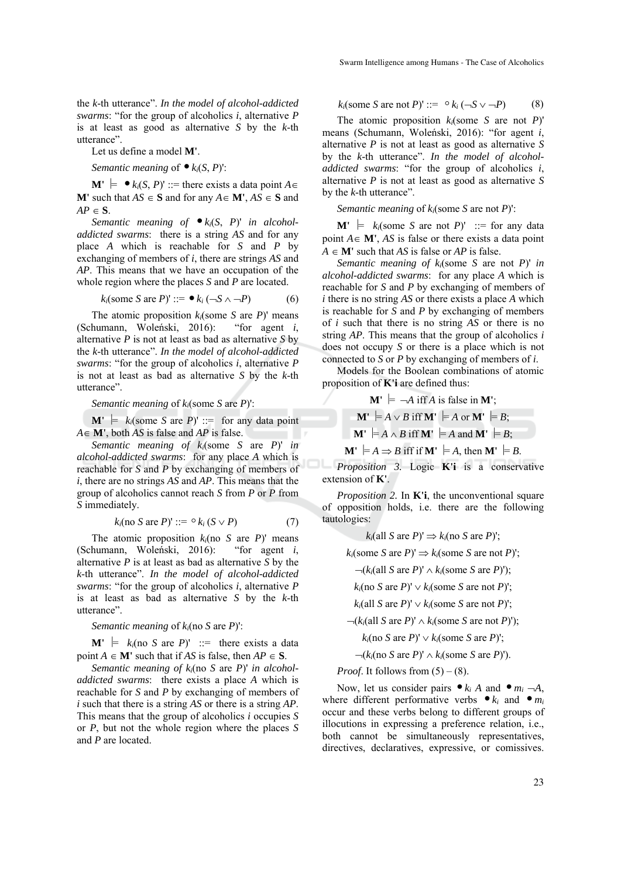the *k*-th utterance". *In the model of alcohol-addicted swarms*: "for the group of alcoholics *i*, alternative *P* is at least as good as alternative *S* by the *k*-th utterance".

Let us define a model **M'**.

*Semantic meaning* of $\bullet\, k_i(S, P)'$:

$\mathbf{M'} \models \bullet\, k_i(S, P)'$ ::= there exists a data point $A \in \mathbf{M'}$ such that $AS \in \mathbf{S}$ and for any $A \in \mathbf{M'}$, $AS \in \mathbf{S}$ and $AP \in \mathbf{S}$.

*Semantic meaning of* $\bullet\, k_i(S, P)'$ *in alcohol-addicted swarms*: there is a string *AS* and for any place *A* which is reachable for *S* and *P* by exchanging of members of *i*, there are strings *AS* and *AP*. This means that we have an occupation of the whole region where the places *S* and *P* are located.

$$k_i(\text{some } S \text{ are } P)' ::= \bullet\, k_i\,(\neg S \wedge \neg P) \qquad (6)$$

The atomic proposition $k_i$(some *S* are *P*)' means (Schumann, Woleński, 2016): "for agent *i*, alternative *P* is not at least as bad as alternative *S* by the *k*-th utterance". *In the model of alcohol-addicted swarms*: "for the group of alcoholics *i*, alternative *P* is not at least as bad as alternative *S* by the *k*-th utterance".

*Semantic meaning* of $k_i$(some *S* are *P*)':

$\mathbf{M'} \models k_i$(some *S* are *P*)' ::= for any data point $A \in \mathbf{M'}$, both *AS* is false and *AP* is false.

*Semantic meaning of* $k_i$(some *S* are *P*)' *in alcohol-addicted swarms*: for any place *A* which is reachable for *S* and *P* by exchanging of members of *i*, there are no strings *AS* and *AP*. This means that the group of alcoholics cannot reach *S* from *P* or *P* from *S* immediately.

$$k_i(\text{no } S \text{ are } P)' ::= \circ\, k_i\,(S \vee P) \qquad (7)$$

The atomic proposition $k_i$(no *S* are *P*)' means (Schumann, Woleński, 2016): "for agent *i*, alternative *P* is at least as bad as alternative *S* by the *k*-th utterance". *In the model of alcohol-addicted swarms*: "for the group of alcoholics *i*, alternative *P* is at least as bad as alternative *S* by the *k*-th utterance".

*Semantic meaning* of $k_i$(no *S* are *P*)':

$\mathbf{M'} \models k_i$(no *S* are *P*)' ::= there exists a data point $A \in \mathbf{M'}$ such that if *AS* is false, then $AP \in \mathbf{S}$.

*Semantic meaning of* $k_i$(no *S* are *P*)' *in alcohol-addicted swarms*: there exists a place *A* which is reachable for *S* and *P* by exchanging of members of *i* such that there is a string *AS* or there is a string *AP*. This means that the group of alcoholics *i* occupies *S* or *P*, but not the whole region where the places *S* and *P* are located.

$$k_i(\text{some } S \text{ are not } P)' ::= \circ\, k_i\,(\neg S \vee \neg P) \qquad (8)$$

The atomic proposition $k_i$(some *S* are not *P*)' means (Schumann, Woleński, 2016): "for agent *i*, alternative *P* is not at least as good as alternative *S* by the *k*-th utterance". *In the model of alcohol-addicted swarms*: "for the group of alcoholics *i*, alternative *P* is not at least as good as alternative *S* by the *k*-th utterance".

*Semantic meaning* of $k_i$(some *S* are not *P*)':

$\mathbf{M'} \models k_i$(some *S* are not *P*)' ::= for any data point $A \in \mathbf{M'}$, *AS* is false or there exists a data point $A \in \mathbf{M'}$ such that *AS* is false or *AP* is false.

*Semantic meaning of* $k_i$(some *S* are not *P*)' *in alcohol-addicted swarms*: for any place *A* which is reachable for *S* and *P* by exchanging of members of *i* there is no string *AS* or there exists a place *A* which is reachable for *S* and *P* by exchanging of members of *i* such that there is no string *AS* or there is no string *AP*. This means that the group of alcoholics *i* does not occupy *S* or there is a place which is not connected to *S* or *P* by exchanging of members of *i*.

Models for the Boolean combinations of atomic proposition of **K'i** are defined thus:

$$\mathbf{M'} \models \neg A \text{ iff } A \text{ is false in } \mathbf{M'};$$

$$\mathbf{M'} \models A \vee B \text{ iff } \mathbf{M'} \models A \text{ or } \mathbf{M'} \models B;$$

$$\mathbf{M'} \models A \wedge B \text{ iff } \mathbf{M'} \models A \text{ and } \mathbf{M'} \models B;$$

$$\mathbf{M'} \models A \Rightarrow B \text{ iff if } \mathbf{M'} \models A, \text{ then } \mathbf{M'} \models B.$$

*Proposition 3.* Logic **K'i** is a conservative extension of **K'**.

*Proposition 2.* In **K'i**, the unconventional square of opposition holds, i.e. there are the following tautologies:

$$k_i(\text{all } S \text{ are } P)' \Rightarrow k_i(\text{no } S \text{ are } P)';$$

$$k_i(\text{some } S \text{ are } P)' \Rightarrow k_i(\text{some } S \text{ are not } P)';$$

$$\neg(k_i(\text{all } S \text{ are } P)' \wedge k_i(\text{some } S \text{ are } P)');$$

$$k_i(\text{no } S \text{ are } P)' \vee k_i(\text{some } S \text{ are not } P)';$$

$$k_i(\text{all } S \text{ are } P)' \vee k_i(\text{some } S \text{ are not } P)';$$

$$\neg(k_i(\text{all } S \text{ are } P)' \wedge k_i(\text{some } S \text{ are not } P)');$$

$$k_i(\text{no } S \text{ are } P)' \vee k_i(\text{some } S \text{ are } P)';$$

$$\neg(k_i(\text{no } S \text{ are } P)' \wedge k_i(\text{some } S \text{ are } P)').$$

*Proof*. It follows from (5) – (8).

Now, let us consider pairs $\bullet\, k_i\, A$ and $\bullet\, m_i\, \neg A$, where different performative verbs $\bullet\, k_i$ and $\bullet\, m_i$ occur and these verbs belong to different groups of illocutions in expressing a preference relation, i.e., both cannot be simultaneously representatives, directives, declaratives, expressive, or comissives.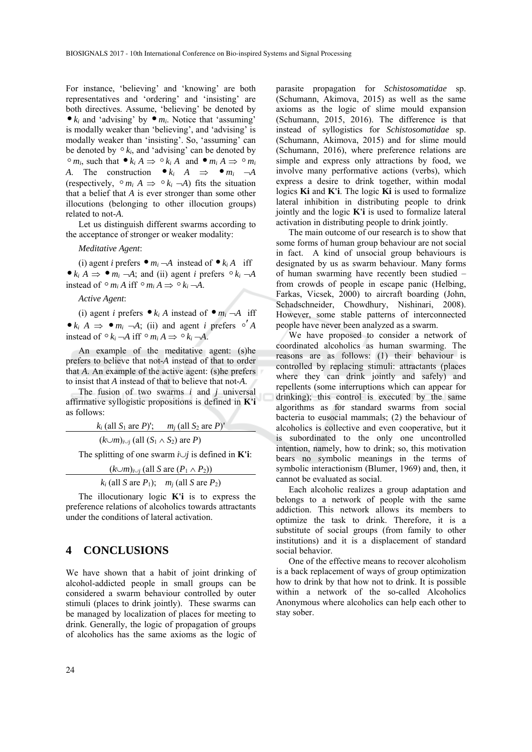For instance, 'believing' and 'knowing' are both representatives and 'ordering' and 'insisting' are both directives. Assume, 'believing' be denoted by $\bullet k_i$ and 'advising' by $\bullet m_i$. Notice that 'assuming' is modally weaker than 'believing', and 'advising' is modally weaker than 'insisting'. So, 'assuming' can be denoted by $\circ k_i$, and 'advising' can be denoted by $\circ m_i$, such that $\bullet k_i A \Rightarrow \circ k_i A$ and $\bullet m_i A \Rightarrow \circ m_i A$. The construction $\bullet k_i A \Rightarrow \bullet m_i \neg A$ (respectively, $\circ m_i A \Rightarrow \circ k_i \neg A$) fits the situation that a belief that $A$ is ever stronger than some other illocutions (belonging to other illocution groups) related to not-$A$.

Let us distinguish different swarms according to the acceptance of stronger or weaker modality:

*Meditative Agent*:

(i) agent $i$ prefers $\bullet m_i \neg A$ instead of $\bullet k_i A$ iff $\bullet k_i A \Rightarrow \bullet m_i \neg A$; and (ii) agent $i$ prefers $\circ k_i \neg A$ instead of $\circ m_i A$ iff $\circ m_i A \Rightarrow \circ k_i \neg A$.

*Active Agent*:

(i) agent $i$ prefers $\bullet k_i A$ instead of $\bullet m_i \neg A$ iff $\bullet k_i A \Rightarrow \bullet m_i \neg A$; (ii) and agent $i$ prefers $\circ' A$ instead of $\circ k_i \neg A$ iff $\circ m_i A \Rightarrow \circ k_i \neg A$.

An example of the meditative agent: (s)he prefers to believe that not-$A$ instead of that to order that $A$. An example of the active agent: (s)he prefers to insist that $A$ instead of that to believe that not-$A$.

The fusion of two swarms $i$ and $j$ universal affirmative syllogistic propositions is defined in **K'i** as follows:

$$\frac{k_i \text{ (all } S_1 \text{ are } P)'; \quad m_j \text{ (all } S_2 \text{ are } P)'}{(k \cup m)_{i \cup j} \text{ (all } (S_1 \wedge S_2) \text{ are } P)}$$

The splitting of one swarm $i \cup j$ is defined in **K'i**:

$$\frac{(k \cup m)_{i \cup j} \text{ (all } S \text{ are } (P_1 \wedge P_2))}{k_i \text{ (all } S \text{ are } P_1); \quad m_j \text{ (all } S \text{ are } P_2)}$$

The illocutionary logic **K'i** is to express the preference relations of alcoholics towards attractants under the conditions of lateral activation.

# 4 CONCLUSIONS

We have shown that a habit of joint drinking of alcohol-addicted people in small groups can be considered a swarm behaviour controlled by outer stimuli (places to drink jointly). These swarms can be managed by localization of places for meeting to drink. Generally, the logic of propagation of groups of alcoholics has the same axioms as the logic of parasite propagation for *Schistosomatidae* sp. (Schumann, Akimova, 2015) as well as the same axioms as the logic of slime mould expansion (Schumann, 2015, 2016). The difference is that instead of syllogistics for *Schistosomatidae* sp. (Schumann, Akimova, 2015) and for slime mould (Schumann, 2016), where preference relations are simple and express only attractions by food, we involve many performative actions (verbs), which express a desire to drink together, within modal logics **Ki** and **K'i**. The logic **Ki** is used to formalize lateral inhibition in distributing people to drink jointly and the logic **K'i** is used to formalize lateral activation in distributing people to drink jointly.

The main outcome of our research is to show that some forms of human group behaviour are not social in fact. A kind of unsocial group behaviours is designated by us as swarm behaviour. Many forms of human swarming have recently been studied – from crowds of people in escape panic (Helbing, Farkas, Vicsek, 2000) to aircraft boarding (John, Schadschneider, Chowdhury, Nishinari, 2008). However, some stable patterns of interconnected people have never been analyzed as a swarm.

We have proposed to consider a network of coordinated alcoholics as human swarming. The reasons are as follows: (1) their behaviour is controlled by replacing stimuli: attractants (places where they can drink jointly and safely) and repellents (some interruptions which can appear for drinking); this control is executed by the same algorithms as for standard swarms from social bacteria to eusocial mammals; (2) the behaviour of alcoholics is collective and even cooperative, but it is subordinated to the only one uncontrolled intention, namely, how to drink; so, this motivation bears no symbolic meanings in the terms of symbolic interactionism (Blumer, 1969) and, then, it cannot be evaluated as social.

Each alcoholic realizes a group adaptation and belongs to a network of people with the same addiction. This network allows its members to optimize the task to drink. Therefore, it is a substitute of social groups (from family to other institutions) and it is a displacement of standard social behavior.

One of the effective means to recover alcoholism is a back replacement of ways of group optimization how to drink by that how not to drink. It is possible within a network of the so-called Alcoholics Anonymous where alcoholics can help each other to stay sober.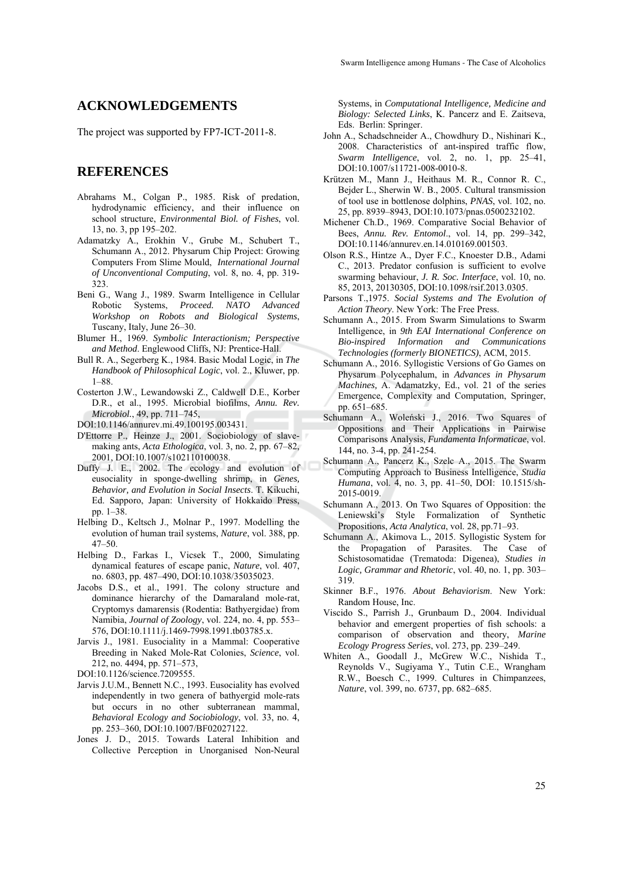## ACKNOWLEDGEMENTS

The project was supported by FP7-ICT-2011-8.

## REFERENCES

Abrahams M., Colgan P., 1985. Risk of predation, hydrodynamic efficiency, and their influence on school structure, *Environmental Biol. of Fishes*, vol. 13, no. 3, pp 195–202.

Adamatzky A., Erokhin V., Grube M., Schubert T., Schumann A., 2012. Physarum Chip Project: Growing Computers From Slime Mould, *International Journal of Unconventional Computing*, vol. 8, no. 4, pp. 319-323.

Beni G., Wang J., 1989. Swarm Intelligence in Cellular Robotic Systems, *Proceed. NATO Advanced Workshop on Robots and Biological Systems*, Tuscany, Italy, June 26–30.

Blumer H., 1969. *Symbolic Interactionism; Perspective and Method*. Englewood Cliffs, NJ: Prentice-Hall.

Bull R. A., Segerberg K., 1984. Basic Modal Logic, in *The Handbook of Philosophical Logic*, vol. 2., Kluwer, pp. 1–88.

Costerton J.W., Lewandowski Z., Caldwell D.E., Korber D.R., et al., 1995. Microbial biofilms, *Annu. Rev. Microbiol.*, 49, pp. 711–745,

DOI:10.1146/annurev.mi.49.100195.003431.

D'Ettorre P., Heinze J., 2001. Sociobiology of slave-making ants, *Acta Ethologica*, vol. 3, no. 2, pp. 67–82, 2001, DOI:10.1007/s102110100038.

Duffy J. E., 2002. The ecology and evolution of eusociality in sponge-dwelling shrimp, in *Genes, Behavior, and Evolution in Social Insects*. T. Kikuchi, Ed. Sapporo, Japan: University of Hokkaido Press, pp. 1–38.

Helbing D., Keltsch J., Molnar P., 1997. Modelling the evolution of human trail systems, *Nature*, vol. 388, pp. 47–50.

Helbing D., Farkas I., Vicsek T., 2000, Simulating dynamical features of escape panic, *Nature*, vol. 407, no. 6803, pp. 487–490, DOI:10.1038/35035023.

Jacobs D.S., et al., 1991. The colony structure and dominance hierarchy of the Damaraland mole-rat, Cryptomys damarensis (Rodentia: Bathyergidae) from Namibia, *Journal of Zoology*, vol. 224, no. 4, pp. 553–576, DOI:10.1111/j.1469-7998.1991.tb03785.x.

Jarvis J., 1981. Eusociality in a Mammal: Cooperative Breeding in Naked Mole-Rat Colonies, *Science*, vol. 212, no. 4494, pp. 571–573,

DOI:10.1126/science.7209555.

Jarvis J.U.M., Bennett N.C., 1993. Eusociality has evolved independently in two genera of bathyergid mole-rats but occurs in no other subterranean mammal, *Behavioral Ecology and Sociobiology*, vol. 33, no. 4, pp. 253–360, DOI:10.1007/BF02027122.

Jones J. D., 2015. Towards Lateral Inhibition and Collective Perception in Unorganised Non-Neural Systems, in *Computational Intelligence, Medicine and Biology: Selected Links*, K. Pancerz and E. Zaitseva, Eds. Berlin: Springer.

John A., Schadschneider A., Chowdhury D., Nishinari K., 2008. Characteristics of ant-inspired traffic flow, *Swarm Intelligence*, vol. 2, no. 1, pp. 25–41, DOI:10.1007/s11721-008-0010-8.

Krützen M., Mann J., Heithaus M. R., Connor R. C., Bejder L., Sherwin W. B., 2005. Cultural transmission of tool use in bottlenose dolphins, *PNAS*, vol. 102, no. 25, pp. 8939–8943, DOI:10.1073/pnas.0500232102.

Michener Ch.D., 1969. Comparative Social Behavior of Bees, *Annu. Rev. Entomol.*, vol. 14, pp. 299–342, DOI:10.1146/annurev.en.14.010169.001503.

Olson R.S., Hintze A., Dyer F.C., Knoester D.B., Adami C., 2013. Predator confusion is sufficient to evolve swarming behaviour, *J. R. Soc. Interface*, vol. 10, no. 85, 2013, 20130305, DOI:10.1098/rsif.2013.0305.

Parsons T.,1975. *Social Systems and The Evolution of Action Theory*. New York: The Free Press.

Schumann A., 2015. From Swarm Simulations to Swarm Intelligence, in *9th EAI International Conference on Bio-inspired Information and Communications Technologies (formerly BIONETICS)*, ACM, 2015.

Schumann A., 2016. Syllogistic Versions of Go Games on Physarum Polycephalum, in *Advances in Physarum Machines,* A. Adamatzky, Ed., vol. 21 of the series Emergence, Complexity and Computation, Springer, pp. 651–685.

Schumann A., Woleński J., 2016. Two Squares of Oppositions and Their Applications in Pairwise Comparisons Analysis, *Fundamenta Informaticae*, vol. 144, no. 3-4, pp. 241-254.

Schumann A., Pancerz K., Szelc A., 2015. The Swarm Computing Approach to Business Intelligence, *Studia Humana*, vol. 4, no. 3, pp. 41–50, DOI: 10.1515/sh-2015-0019.

Schumann A., 2013. On Two Squares of Opposition: the Leniewski's Style Formalization of Synthetic Propositions, *Acta Analytica*, vol. 28, pp.71–93.

Schumann A., Akimova L., 2015. Syllogistic System for the Propagation of Parasites. The Case of Schistosomatidae (Trematoda: Digenea), *Studies in Logic, Grammar and Rhetoric*, vol. 40, no. 1, pp. 303–319.

Skinner B.F., 1976. *About Behaviorism*. New York: Random House, Inc.

Viscido S., Parrish J., Grunbaum D., 2004. Individual behavior and emergent properties of fish schools: a comparison of observation and theory, *Marine Ecology Progress Series*, vol. 273, pp. 239–249.

Whiten A., Goodall J., McGrew W.C., Nishida T., Reynolds V., Sugiyama Y., Tutin C.E., Wrangham R.W., Boesch C., 1999. Cultures in Chimpanzees, *Nature*, vol. 399, no. 6737, pp. 682–685.